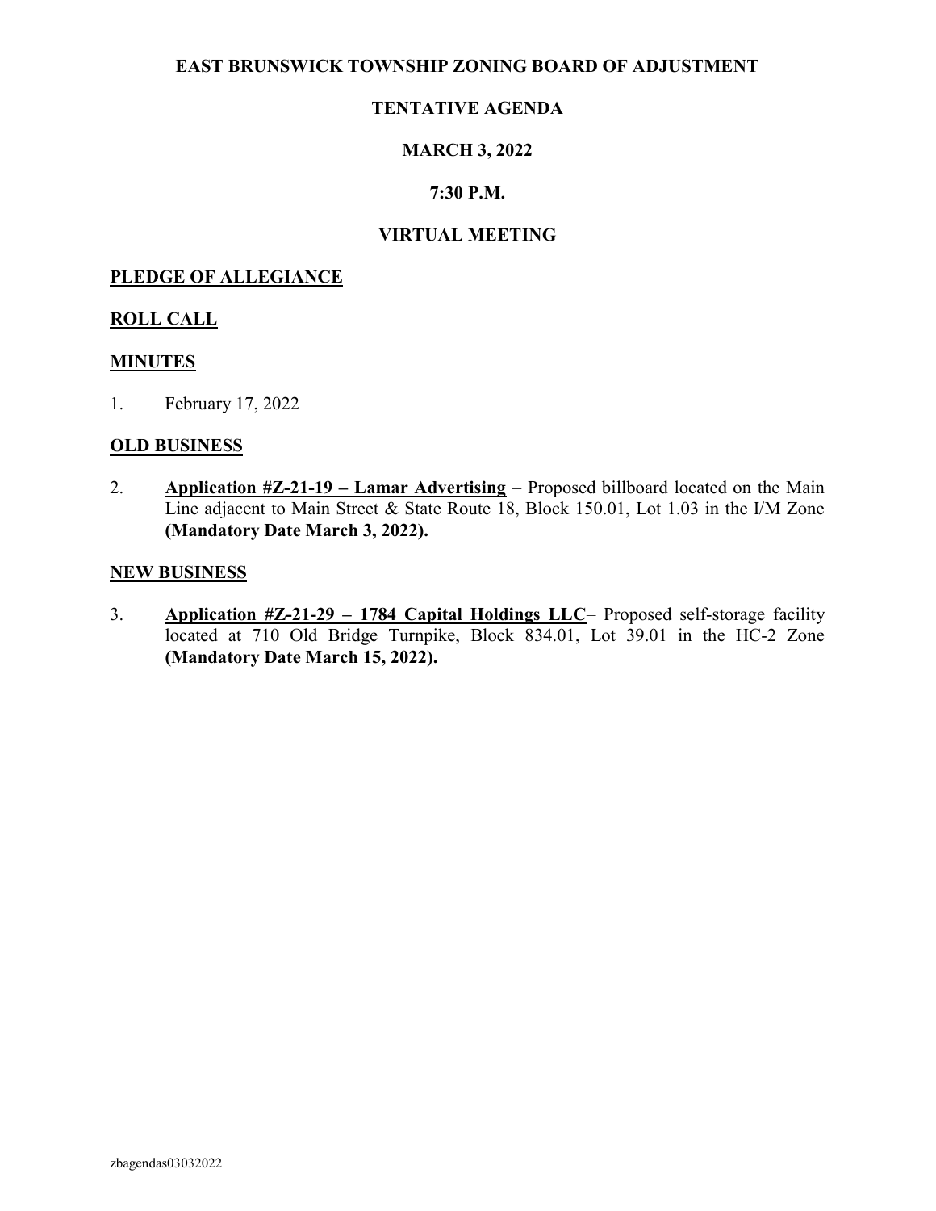# EAST BRUNSWICK TOWNSHIP ZONING BOARD OF ADJUSTMENT

## TENTATIVE AGENDA

## MARCH 3, 2022

## 7:30 P.M.

## VIRTUAL MEETING

**PLEDGE OF ALLEGIANCE**

**ROLL CALL**

**MINUTES**

1. February 17, 2022

**OLD BUSINESS**

2. **Application #Z-21-19 – Lamar Advertising** – Proposed billboard located on the Main Line adjacent to Main Street & State Route 18, Block 150.01, Lot 1.03 in the I/M Zone **(Mandatory Date March 3, 2022).**

**NEW BUSINESS**

3. **Application #Z-21-29 – 1784 Capital Holdings LLC**– Proposed self-storage facility located at 710 Old Bridge Turnpike, Block 834.01, Lot 39.01 in the HC-2 Zone **(Mandatory Date March 15, 2022).**

zbagendas03032022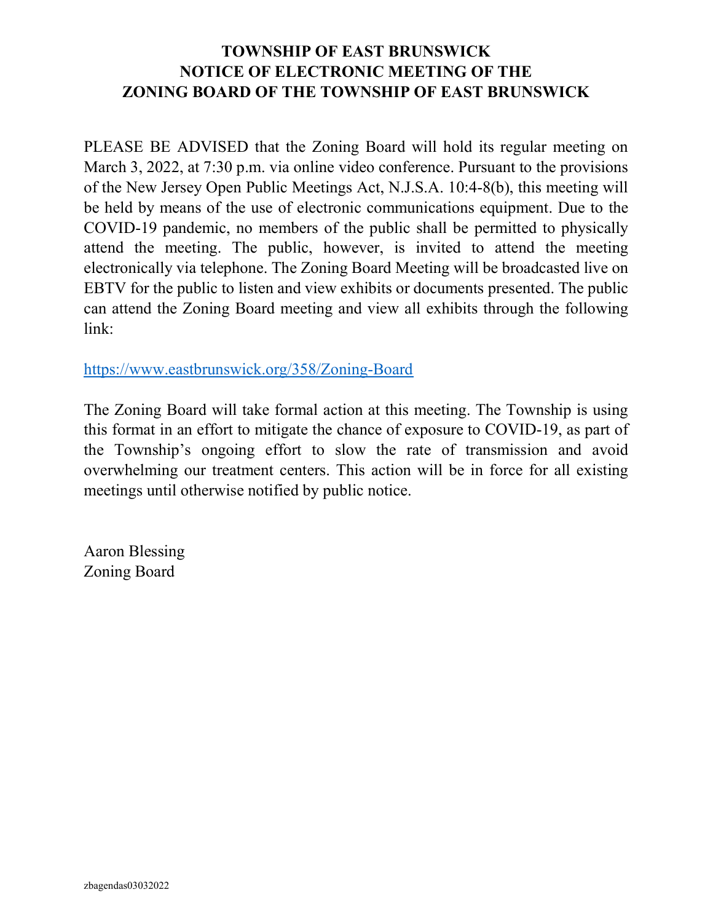# TOWNSHIP OF EAST BRUNSWICK
## NOTICE OF ELECTRONIC MEETING OF THE
## ZONING BOARD OF THE TOWNSHIP OF EAST BRUNSWICK

PLEASE BE ADVISED that the Zoning Board will hold its regular meeting on March 3, 2022, at 7:30 p.m. via online video conference. Pursuant to the provisions of the New Jersey Open Public Meetings Act, N.J.S.A. 10:4-8(b), this meeting will be held by means of the use of electronic communications equipment. Due to the COVID-19 pandemic, no members of the public shall be permitted to physically attend the meeting. The public, however, is invited to attend the meeting electronically via telephone. The Zoning Board Meeting will be broadcasted live on EBTV for the public to listen and view exhibits or documents presented. The public can attend the Zoning Board meeting and view all exhibits through the following link:

https://www.eastbrunswick.org/358/Zoning-Board

The Zoning Board will take formal action at this meeting. The Township is using this format in an effort to mitigate the chance of exposure to COVID-19, as part of the Township's ongoing effort to slow the rate of transmission and avoid overwhelming our treatment centers. This action will be in force for all existing meetings until otherwise notified by public notice.

Aaron Blessing
Zoning Board

zbagendas03032022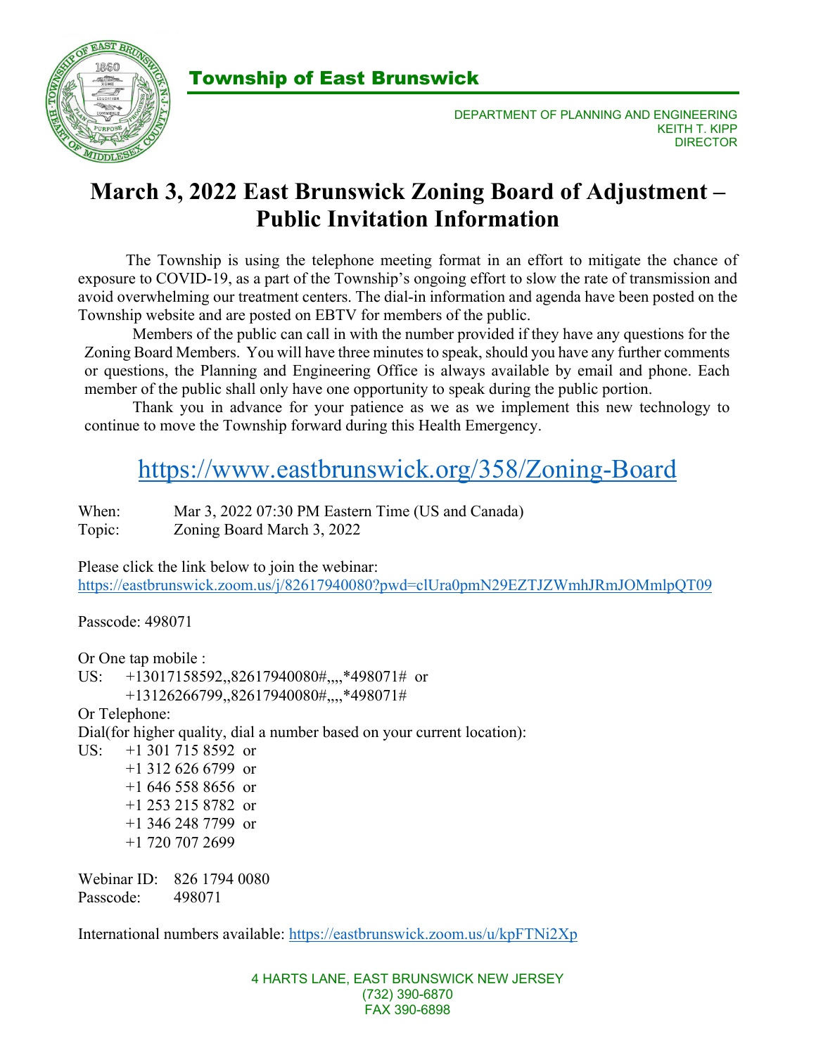## Township of East Brunswick

DEPARTMENT OF PLANNING AND ENGINEERING
KEITH T. KIPP
DIRECTOR

# March 3, 2022 East Brunswick Zoning Board of Adjustment – Public Invitation Information

The Township is using the telephone meeting format in an effort to mitigate the chance of exposure to COVID-19, as a part of the Township's ongoing effort to slow the rate of transmission and avoid overwhelming our treatment centers. The dial-in information and agenda have been posted on the Township website and are posted on EBTV for members of the public.

Members of the public can call in with the number provided if they have any questions for the Zoning Board Members. You will have three minutes to speak, should you have any further comments or questions, the Planning and Engineering Office is always available by email and phone. Each member of the public shall only have one opportunity to speak during the public portion.

Thank you in advance for your patience as we as we implement this new technology to continue to move the Township forward during this Health Emergency.

## https://www.eastbrunswick.org/358/Zoning-Board

When: Mar 3, 2022 07:30 PM Eastern Time (US and Canada)
Topic: Zoning Board March 3, 2022

Please click the link below to join the webinar:
https://eastbrunswick.zoom.us/j/82617940080?pwd=clUra0pmN29EZTJZWmhJRmJOMmlpQT09

Passcode: 498071

Or One tap mobile :
US: +13017158592,,82617940080#,,,,*498071# or
+13126266799,,82617940080#,,,,*498071#

Or Telephone:
Dial(for higher quality, dial a number based on your current location):
US: +1 301 715 8592 or
+1 312 626 6799 or
+1 646 558 8656 or
+1 253 215 8782 or
+1 346 248 7799 or
+1 720 707 2699

Webinar ID: 826 1794 0080
Passcode: 498071

International numbers available: https://eastbrunswick.zoom.us/u/kpFTNi2Xp

4 HARTS LANE, EAST BRUNSWICK NEW JERSEY
(732) 390-6870
FAX 390-6898